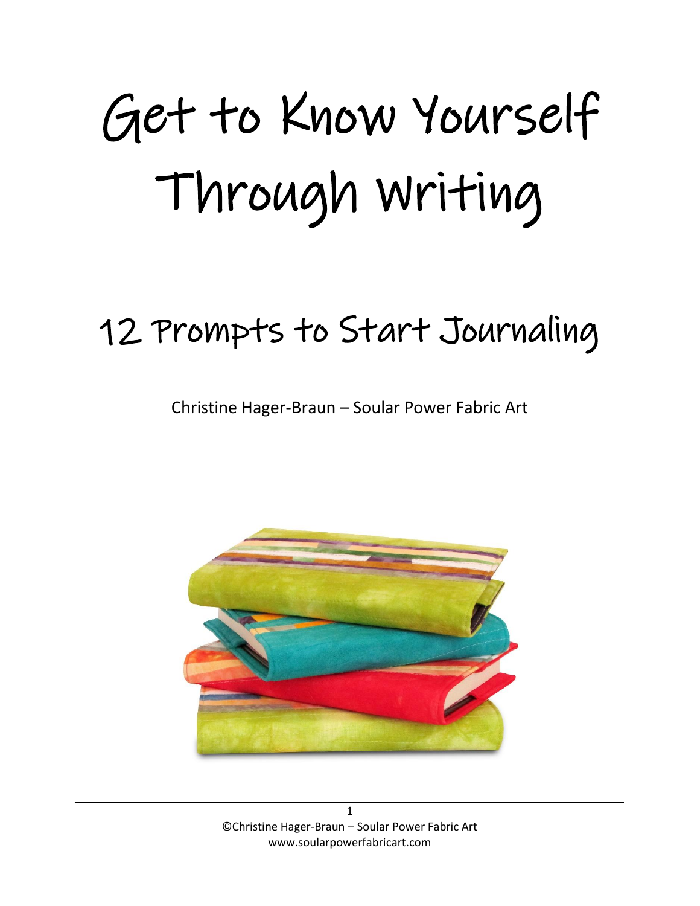# Get to Know Yourself Through Writing

## 12 Prompts to Start Journaling

Christine Hager-Braun – Soular Power Fabric Art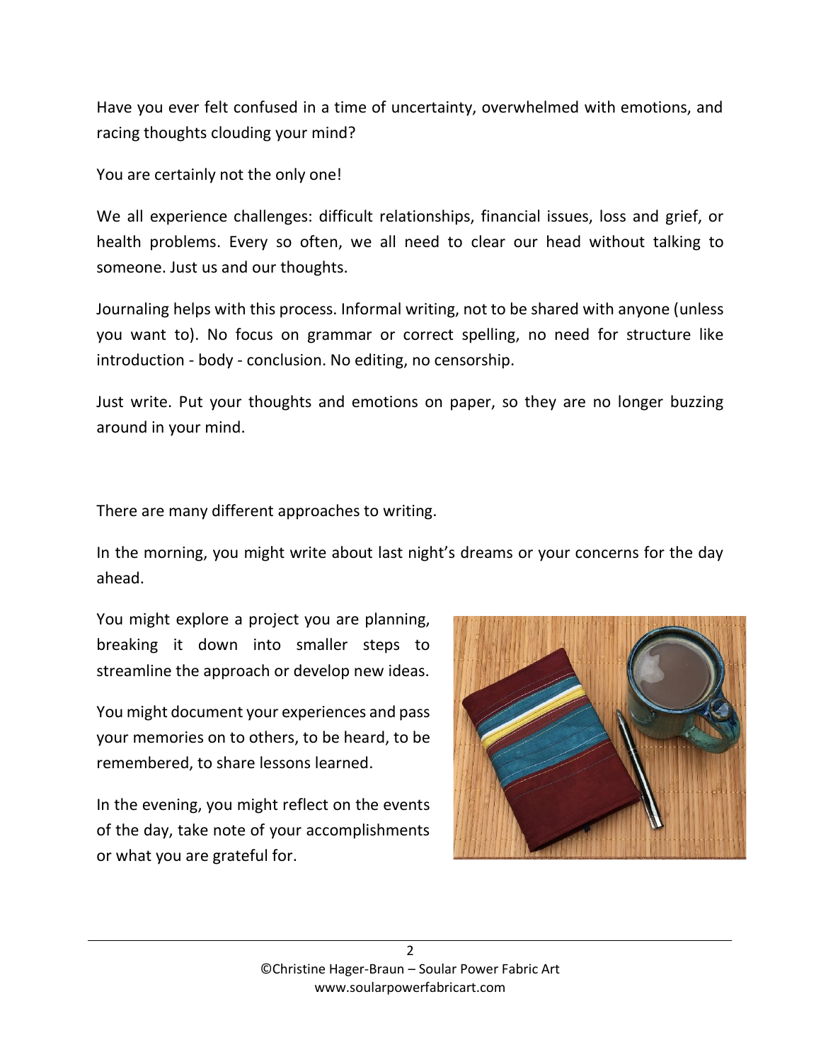Have you ever felt confused in a time of uncertainty, overwhelmed with emotions, and racing thoughts clouding your mind?

You are certainly not the only one!

We all experience challenges: difficult relationships, financial issues, loss and grief, or health problems. Every so often, we all need to clear our head without talking to someone. Just us and our thoughts.

Journaling helps with this process. Informal writing, not to be shared with anyone (unless you want to). No focus on grammar or correct spelling, no need for structure like introduction - body - conclusion. No editing, no censorship.

Just write. Put your thoughts and emotions on paper, so they are no longer buzzing around in your mind.

There are many different approaches to writing.

In the morning, you might write about last night's dreams or your concerns for the day ahead.

You might explore a project you are planning, breaking it down into smaller steps to streamline the approach or develop new ideas.

You might document your experiences and pass your memories on to others, to be heard, to be remembered, to share lessons learned.

In the evening, you might reflect on the events of the day, take note of your accomplishments or what you are grateful for.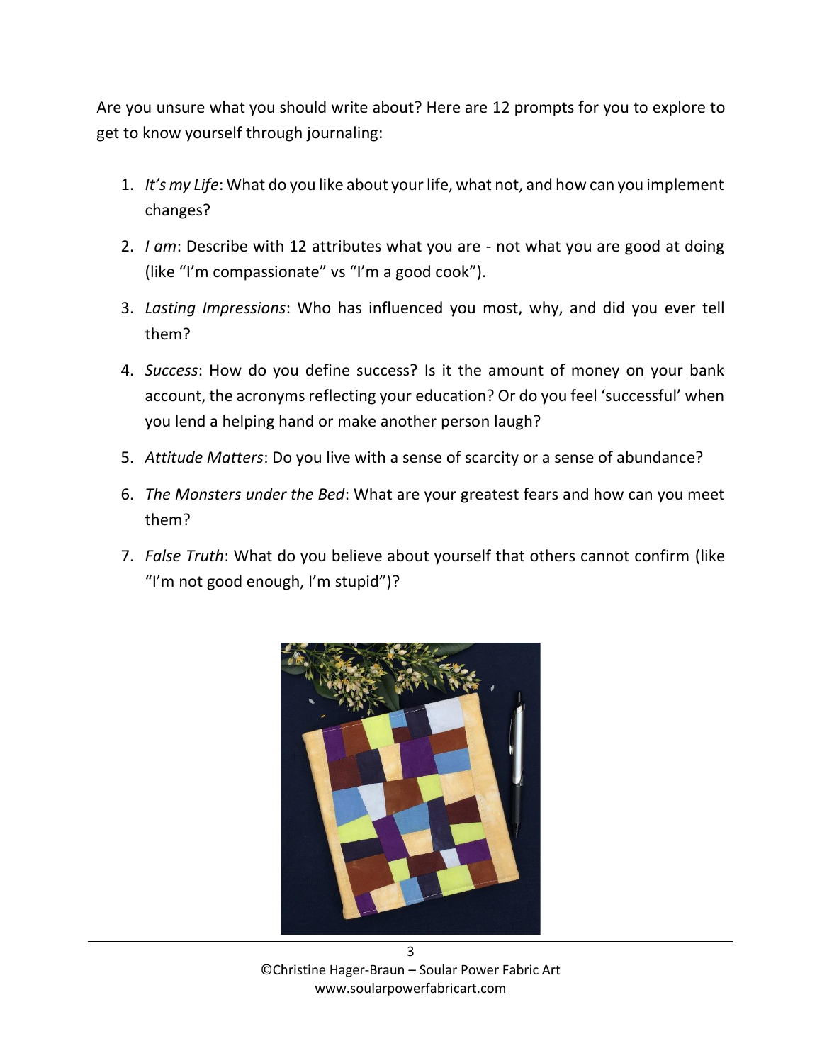Are you unsure what you should write about? Here are 12 prompts for you to explore to get to know yourself through journaling:

1. *It's my Life*: What do you like about your life, what not, and how can you implement changes?
2. *I am*: Describe with 12 attributes what you are - not what you are good at doing (like "I'm compassionate" vs "I'm a good cook").
3. *Lasting Impressions*: Who has influenced you most, why, and did you ever tell them?
4. *Success*: How do you define success? Is it the amount of money on your bank account, the acronyms reflecting your education? Or do you feel 'successful' when you lend a helping hand or make another person laugh?
5. *Attitude Matters*: Do you live with a sense of scarcity or a sense of abundance?
6. *The Monsters under the Bed*: What are your greatest fears and how can you meet them?
7. *False Truth*: What do you believe about yourself that others cannot confirm (like "I'm not good enough, I'm stupid")?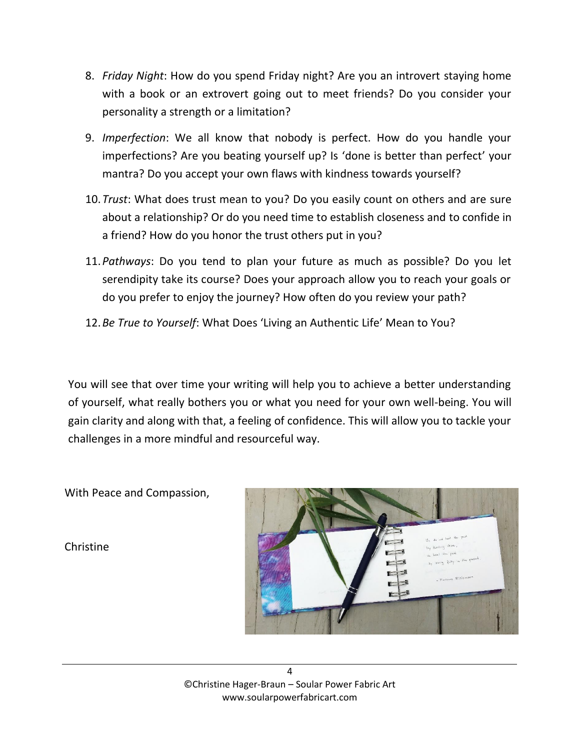8. *Friday Night*: How do you spend Friday night? Are you an introvert staying home with a book or an extrovert going out to meet friends? Do you consider your personality a strength or a limitation?
9. *Imperfection*: We all know that nobody is perfect. How do you handle your imperfections? Are you beating yourself up? Is 'done is better than perfect' your mantra? Do you accept your own flaws with kindness towards yourself?
10. *Trust*: What does trust mean to you? Do you easily count on others and are sure about a relationship? Or do you need time to establish closeness and to confide in a friend? How do you honor the trust others put in you?
11. *Pathways*: Do you tend to plan your future as much as possible? Do you let serendipity take its course? Does your approach allow you to reach your goals or do you prefer to enjoy the journey? How often do you review your path?
12. *Be True to Yourself*: What Does 'Living an Authentic Life' Mean to You?

You will see that over time your writing will help you to achieve a better understanding of yourself, what really bothers you or what you need for your own well-being. You will gain clarity and along with that, a feeling of confidence. This will allow you to tackle your challenges in a more mindful and resourceful way.

With Peace and Compassion,

Christine

©Christine Hager-Braun – Soular Power Fabric Art
www.soularpowerfabricart.com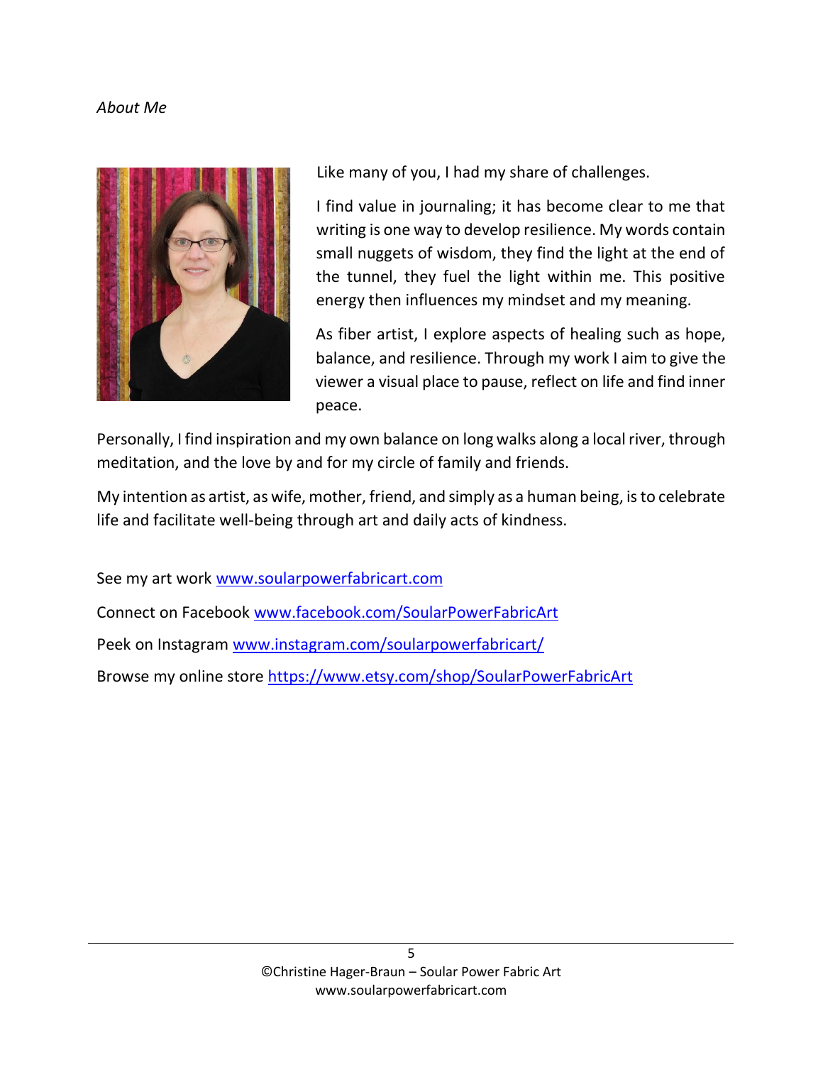*About Me*

Like many of you, I had my share of challenges.

I find value in journaling; it has become clear to me that writing is one way to develop resilience. My words contain small nuggets of wisdom, they find the light at the end of the tunnel, they fuel the light within me. This positive energy then influences my mindset and my meaning.

As fiber artist, I explore aspects of healing such as hope, balance, and resilience. Through my work I aim to give the viewer a visual place to pause, reflect on life and find inner peace.

Personally, I find inspiration and my own balance on long walks along a local river, through meditation, and the love by and for my circle of family and friends.

My intention as artist, as wife, mother, friend, and simply as a human being, is to celebrate life and facilitate well-being through art and daily acts of kindness.

See my art work [www.soularpowerfabricart.com](http://www.soularpowerfabricart.com)

Connect on Facebook [www.facebook.com/SoularPowerFabricArt](http://www.facebook.com/SoularPowerFabricArt)

Peek on Instagram [www.instagram.com/soularpowerfabricart/](http://www.instagram.com/soularpowerfabricart/)

Browse my online store [https://www.etsy.com/shop/SoularPowerFabricArt](https://www.etsy.com/shop/SoularPowerFabricArt)